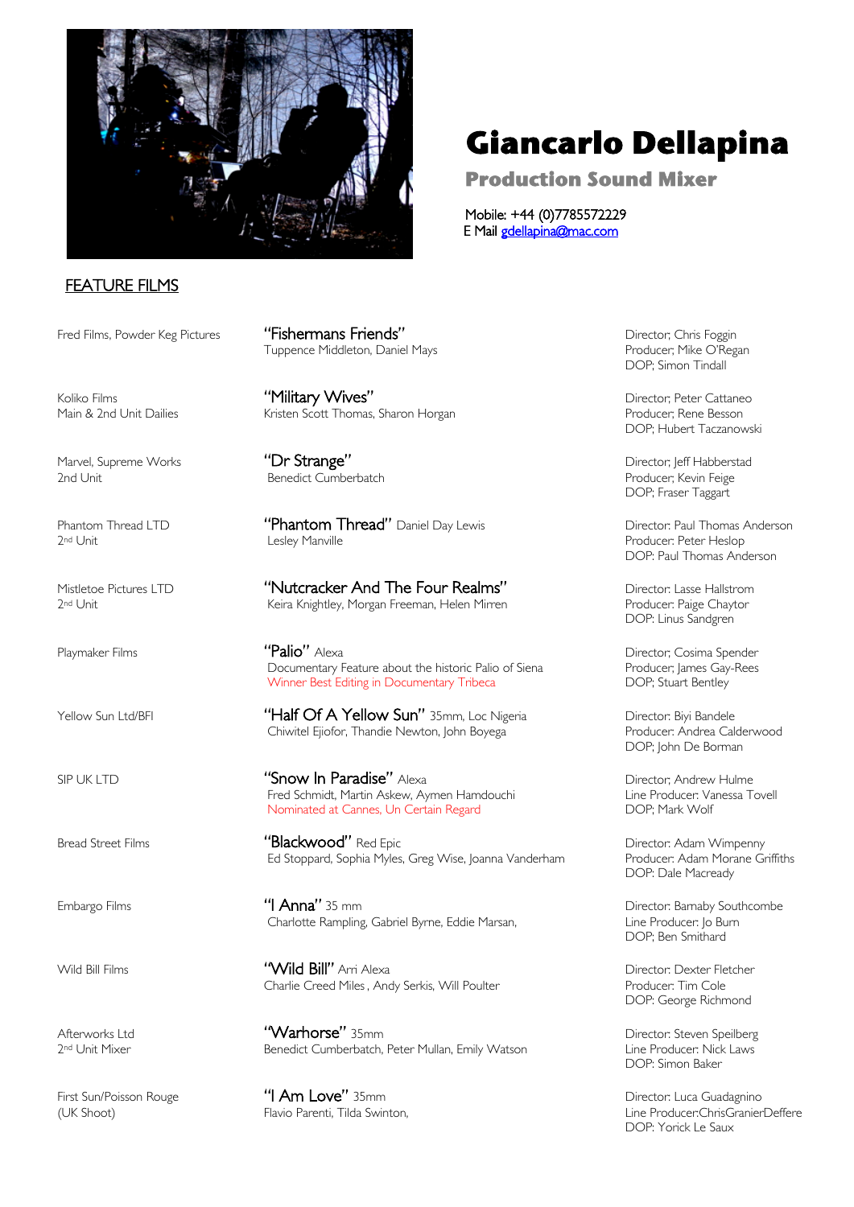# Giancarlo Dellapina

## Production Sound Mixer

Mobile: +44 (0)7785572229
E Mail gdellapina@mac.com

## FEATURE FILMS

| | | |
|---|---|---|
| Fred Films, Powder Keg Pictures | **"Fishermans Friends"**<br>Tuppence Middleton, Daniel Mays | Director; Chris Foggin<br>Producer; Mike O'Regan<br>DOP; Simon Tindall |
| Koliko Films<br>Main & 2nd Unit Dailies | **"Military Wives"**<br>Kristen Scott Thomas, Sharon Horgan | Director; Peter Cattaneo<br>Producer; Rene Besson<br>DOP; Hubert Taczanowski |
| Marvel, Supreme Works<br>2nd Unit | **"Dr Strange"**<br>Benedict Cumberbatch | Director; Jeff Habberstad<br>Producer; Kevin Feige<br>DOP; Fraser Taggart |
| Phantom Thread LTD<br>2nd Unit | **"Phantom Thread"** Daniel Day Lewis<br>Lesley Manville | Director: Paul Thomas Anderson<br>Producer: Peter Heslop<br>DOP: Paul Thomas Anderson |
| Mistletoe Pictures LTD<br>2nd Unit | **"Nutcracker And The Four Realms"**<br>Keira Knightley, Morgan Freeman, Helen Mirren | Director: Lasse Hallstrom<br>Producer: Paige Chaytor<br>DOP: Linus Sandgren |
| Playmaker Films | **"Palio"** Alexa<br>Documentary Feature about the historic Palio of Siena<br>Winner Best Editing in Documentary Tribeca | Director; Cosima Spender<br>Producer; James Gay-Rees<br>DOP; Stuart Bentley |
| Yellow Sun Ltd/BFI | **"Half Of A Yellow Sun"** 35mm, Loc Nigeria<br>Chiwitel Ejiofor, Thandie Newton, John Boyega | Director: Biyi Bandele<br>Producer: Andrea Calderwood<br>DOP; John De Borman |
| SIP UK LTD | **"Snow In Paradise"** Alexa<br>Fred Schmidt, Martin Askew, Aymen Hamdouchi<br>Nominated at Cannes, Un Certain Regard | Director; Andrew Hulme<br>Line Producer: Vanessa Tovell<br>DOP; Mark Wolf |
| Bread Street Films | **"Blackwood"** Red Epic<br>Ed Stoppard, Sophia Myles, Greg Wise, Joanna Vanderham | Director: Adam Wimpenny<br>Producer: Adam Morane Griffiths<br>DOP: Dale Macready |
| Embargo Films | **"I Anna"** 35 mm<br>Charlotte Rampling, Gabriel Byrne, Eddie Marsan, | Director: Barnaby Southcombe<br>Line Producer: Jo Burn<br>DOP; Ben Smithard |
| Wild Bill Films | **"Wild Bill"** Arri Alexa<br>Charlie Creed Miles , Andy Serkis, Will Poulter | Director: Dexter Fletcher<br>Producer: Tim Cole<br>DOP: George Richmond |
| Afterworks Ltd<br>2nd Unit Mixer | **"Warhorse"** 35mm<br>Benedict Cumberbatch, Peter Mullan, Emily Watson | Director: Steven Speilberg<br>Line Producer: Nick Laws<br>DOP: Simon Baker |
| First Sun/Poisson Rouge<br>(UK Shoot) | **"I Am Love"** 35mm<br>Flavio Parenti, Tilda Swinton, | Director: Luca Guadagnino<br>Line Producer:ChrisGranierDeffere<br>DOP: Yorick Le Saux |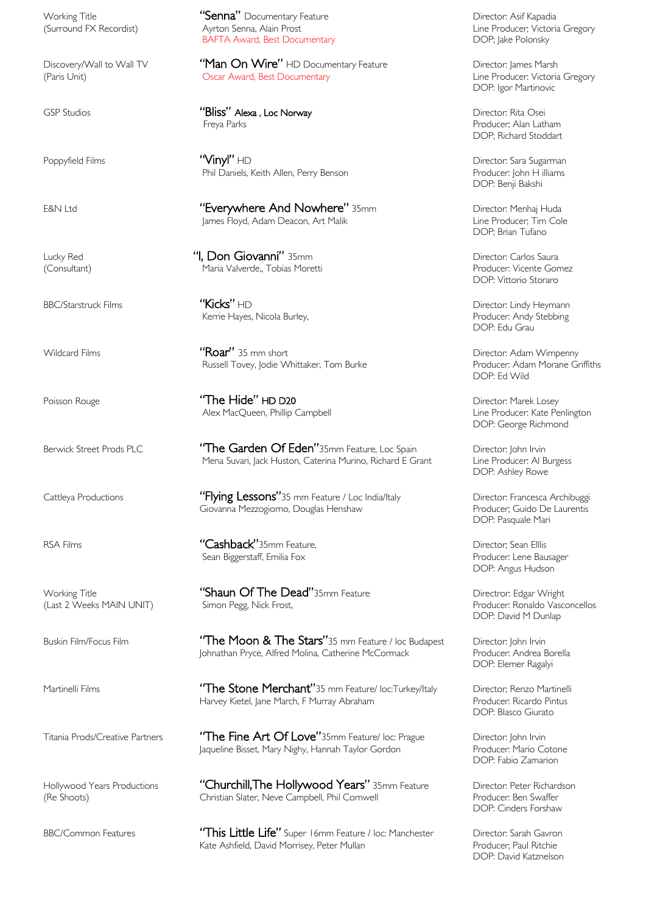| | | |
|---|---|---|
| Working Title<br>(Surround FX Recordist) | **"Senna"** Documentary Feature<br>Ayrton Senna, Alain Prost<br>BAFTA Award, Best Documentary | Director: Asif Kapadia<br>Line Producer; Victoria Gregory<br>DOP; Jake Polonsky |
| Discovery/Wall to Wall TV<br>(Paris Unit) | **"Man On Wire"** HD Documentary Feature<br>Oscar Award, Best Documentary | Director: James Marsh<br>Line Producer: Victoria Gregory<br>DOP: Igor Martinovic |
| GSP Studios | **"Bliss"** Alexa , Loc Norway<br>Freya Parks | Director: Rita Osei<br>Producer; Alan Latham<br>DOP; Richard Stoddart |
| Poppyfield Films | **"Vinyl"** HD<br>Phil Daniels, Keith Allen, Perry Benson | Director: Sara Sugarman<br>Producer: John H illiams<br>DOP: Benji Bakshi |
| E&N Ltd | **"Everywhere And Nowhere"** 35mm<br>James Floyd, Adam Deacon, Art Malik | Director: Menhaj Huda<br>Line Producer; Tim Cole<br>DOP; Brian Tufano |
| Lucky Red<br>(Consultant) | **"I, Don Giovanni"** 35mm<br>Maria Valverde,, Tobias Moretti | Director: Carlos Saura<br>Producer: Vicente Gomez<br>DOP: Vittorio Storaro |
| BBC/Starstruck Films | **"Kicks"** HD<br>Kerrie Hayes, Nicola Burley, | Director: Lindy Heymann<br>Producer: Andy Stebbing<br>DOP: Edu Grau |
| Wildcard Films | **"Roar"** 35 mm short<br>Russell Tovey, Jodie Whittaker, Tom Burke | Director: Adam Wimpenny<br>Producer: Adam Morane Griffiths<br>DOP: Ed Wild |
| Poisson Rouge | **"The Hide"** HD D20<br>Alex MacQueen, Phillip Campbell | Director: Marek Losey<br>Line Producer: Kate Penlington<br>DOP: George Richmond |
| Berwick Street Prods PLC | **"The Garden Of Eden"**35mm Feature, Loc Spain<br>Mena Suvari, Jack Huston, Caterina Murino, Richard E Grant | Director: John Irvin<br>Line Producer: Al Burgess<br>DOP: Ashley Rowe |
| Cattleya Productions | **"Flying Lessons"**35 mm Feature / Loc India/Italy<br>Giovanna Mezzogiorno, Douglas Henshaw | Director: Francesca Archibuggi<br>Producer; Guido De Laurentis<br>DOP: Pasquale Mari |
| RSA Films | **"Cashback"**35mm Feature,<br>Sean Biggerstaff, Emilia Fox | Director; Sean Elllis<br>Producer: Lene Bausager<br>DOP: Angus Hudson |
| Working Title<br>(Last 2 Weeks MAIN UNIT) | **"Shaun Of The Dead"**35mm Feature<br>Simon Pegg, Nick Frost, | Directror: Edgar Wright<br>Producer: Ronaldo Vasconcellos<br>DOP: David M Dunlap |
| Buskin Film/Focus Film | **"The Moon & The Stars"**35 mm Feature / loc Budapest<br>Johnathan Pryce, Alfred Molina, Catherine McCormack | Director: John Irvin<br>Producer: Andrea Borella<br>DOP: Elemer Ragalyi |
| Martinelli Films | **"The Stone Merchant"**35 mm Feature/ loc:Turkey/Italy<br>Harvey Kietel, Jane March, F Murray Abraham | Director; Renzo Martinelli<br>Producer: Ricardo Pintus<br>DOP: Blasco Giurato |
| Titania Prods/Creative Partners | **"The Fine Art Of Love"**35mm Feature/ loc: Prague<br>Jaqueline Bisset, Mary Nighy, Hannah Taylor Gordon | Director: John Irvin<br>Producer: Mario Cotone<br>DOP: Fabio Zamarion |
| Hollywood Years Productions<br>(Re Shoots) | **"Churchill,The Hollywood Years"** 35mm Feature<br>Christian Slater, Neve Campbell, Phil Cornwell | Director: Peter Richardson<br>Producer: Ben Swaffer<br>DOP: Cinders Forshaw |
| BBC/Common Features | **"This Little Life"** Super 16mm Feature / loc: Manchester<br>Kate Ashfield, David Morrisey, Peter Mullan | Director: Sarah Gavron<br>Producer; Paul Ritchie<br>DOP: David Katznelson |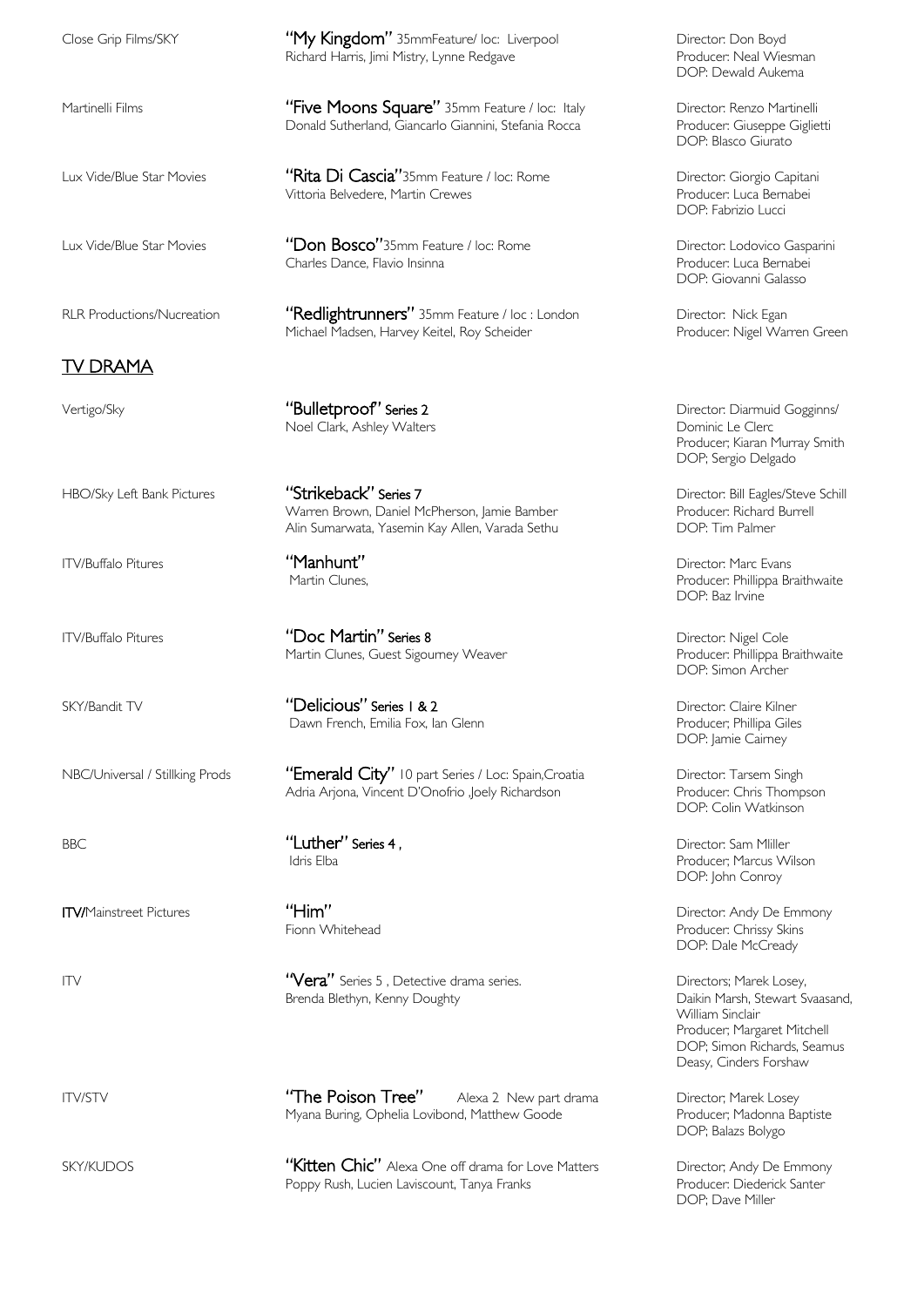| | | |
|---|---|---|
| Close Grip Films/SKY | **"My Kingdom"** 35mmFeature/ loc: Liverpool<br>Richard Harris, Jimi Mistry, Lynne Redgave | Director: Don Boyd<br>Producer: Neal Wiesman<br>DOP: Dewald Aukema |
| Martinelli Films | **"Five Moons Square"** 35mm Feature / loc: Italy<br>Donald Sutherland, Giancarlo Giannini, Stefania Rocca | Director: Renzo Martinelli<br>Producer: Giuseppe Giglietti<br>DOP: Blasco Giurato |
| Lux Vide/Blue Star Movies | **"Rita Di Cascia"**35mm Feature / loc: Rome<br>Vittoria Belvedere, Martin Crewes | Director: Giorgio Capitani<br>Producer: Luca Bernabei<br>DOP: Fabrizio Lucci |
| Lux Vide/Blue Star Movies | **"Don Bosco"**35mm Feature / loc: Rome<br>Charles Dance, Flavio Insinna | Director: Lodovico Gasparini<br>Producer: Luca Bernabei<br>DOP: Giovanni Galasso |
| RLR Productions/Nucreation | **"Redlightrunners"** 35mm Feature / loc : London<br>Michael Madsen, Harvey Keitel, Roy Scheider | Director: Nick Egan<br>Producer: Nigel Warren Green |

## TV DRAMA

| | | |
|---|---|---|
| Vertigo/Sky | **"Bulletproof" Series 2**<br>Noel Clark, Ashley Walters | Director: Diarmuid Gogginns/<br>Dominic Le Clerc<br>Producer; Kiaran Murray Smith<br>DOP; Sergio Delgado |
| HBO/Sky Left Bank Pictures | **"Strikeback" Series 7**<br>Warren Brown, Daniel McPherson, Jamie Bamber<br>Alin Sumarwata, Yasemin Kay Allen, Varada Sethu | Director: Bill Eagles/Steve Schill<br>Producer: Richard Burrell<br>DOP: Tim Palmer |
| ITV/Buffalo Pitures | **"Manhunt"**<br>Martin Clunes, | Director: Marc Evans<br>Producer: Phillippa Braithwaite<br>DOP: Baz Irvine |
| ITV/Buffalo Pitures | **"Doc Martin" Series 8**<br>Martin Clunes, Guest Sigourney Weaver | Director: Nigel Cole<br>Producer: Phillippa Braithwaite<br>DOP: Simon Archer |
| SKY/Bandit TV | **"Delicious" Series 1 & 2**<br>Dawn French, Emilia Fox, Ian Glenn | Director: Claire Kilner<br>Producer; Phillipa Giles<br>DOP: Jamie Cairney |
| NBC/Universal / Stillking Prods | **"Emerald City"** 10 part Series / Loc: Spain,Croatia<br>Adria Arjona, Vincent D'Onofrio ,Joely Richardson | Director: Tarsem Singh<br>Producer: Chris Thompson<br>DOP: Colin Watkinson |
| BBC | **"Luther" Series 4 ,**<br>Idris Elba | Director: Sam Mliller<br>Producer; Marcus Wilson<br>DOP: John Conroy |
| **ITV/**Mainstreet Pictures | **"Him"**<br>Fionn Whitehead | Director: Andy De Emmony<br>Producer: Chrissy Skins<br>DOP: Dale McCready |
| ITV | **"Vera"** Series 5 , Detective drama series.<br>Brenda Blethyn, Kenny Doughty | Directors; Marek Losey,<br>Daikin Marsh, Stewart Svaasand,<br>William Sinclair<br>Producer; Margaret Mitchell<br>DOP; Simon Richards, Seamus Deasy, Cinders Forshaw |
| ITV/STV | **"The Poison Tree"** Alexa 2 New part drama<br>Myana Buring, Ophelia Lovibond, Matthew Goode | Director; Marek Losey<br>Producer; Madonna Baptiste<br>DOP; Balazs Bolygo |
| SKY/KUDOS | **"Kitten Chic"** Alexa One off drama for Love Matters<br>Poppy Rush, Lucien Laviscount, Tanya Franks | Director; Andy De Emmony<br>Producer: Diederick Santer<br>DOP; Dave Miller |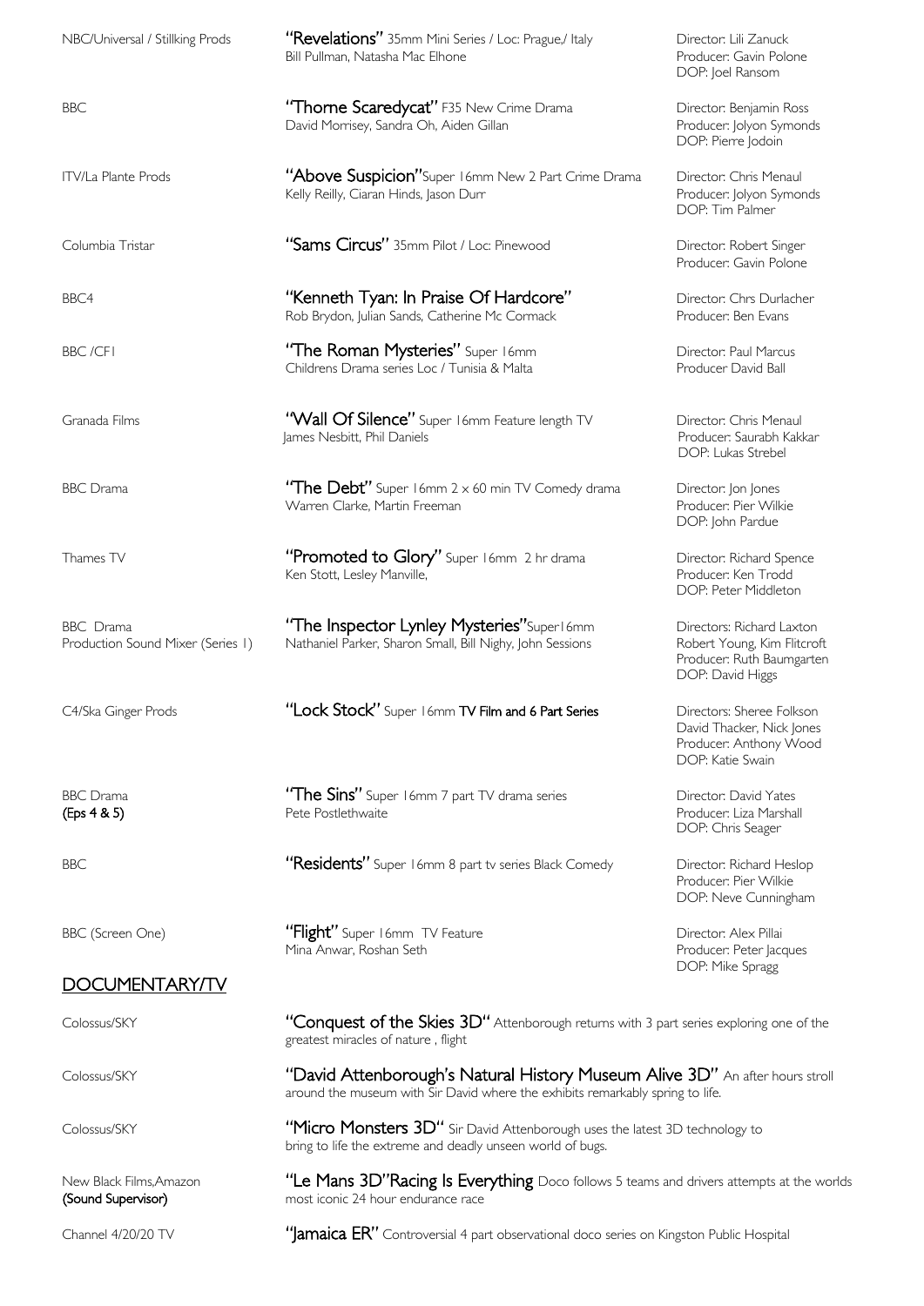| | | |
|---|---|---|
| NBC/Universal / Stillking Prods | **"Revelations"** 35mm Mini Series / Loc: Prague,/ Italy<br>Bill Pullman, Natasha Mac Elhone | Director: Lili Zanuck<br>Producer: Gavin Polone<br>DOP: Joel Ransom |
| BBC | **"Thorne Scaredycat"** F35 New Crime Drama<br>David Morrisey, Sandra Oh, Aiden Gillan | Director: Benjamin Ross<br>Producer: Jolyon Symonds<br>DOP: Pierre Jodoin |
| ITV/La Plante Prods | **"Above Suspicion"**Super 16mm New 2 Part Crime Drama<br>Kelly Reilly, Ciaran Hinds, Jason Durr | Director: Chris Menaul<br>Producer: Jolyon Symonds<br>DOP: Tim Palmer |
| Columbia Tristar | **"Sams Circus"** 35mm Pilot / Loc: Pinewood | Director: Robert Singer<br>Producer: Gavin Polone |
| BBC4 | **"Kenneth Tyan: In Praise Of Hardcore"**<br>Rob Brydon, Julian Sands, Catherine Mc Cormack | Director: Chrs Durlacher<br>Producer: Ben Evans |
| BBC /CFI | **"The Roman Mysteries"** Super 16mm<br>Childrens Drama series Loc / Tunisia & Malta | Director: Paul Marcus<br>Producer David Ball |
| Granada Films | **"Wall Of Silence"** Super 16mm Feature length TV<br>James Nesbitt, Phil Daniels | Director: Chris Menaul<br>Producer: Saurabh Kakkar<br>DOP: Lukas Strebel |
| BBC Drama | **"The Debt"** Super 16mm 2 x 60 min TV Comedy drama<br>Warren Clarke, Martin Freeman | Director: Jon Jones<br>Producer: Pier Wilkie<br>DOP: John Pardue |
| Thames TV | **"Promoted to Glory"** Super 16mm 2 hr drama<br>Ken Stott, Lesley Manville, | Director: Richard Spence<br>Producer: Ken Trodd<br>DOP: Peter Middleton |
| BBC Drama<br>Production Sound Mixer (Series 1) | **"The Inspector Lynley Mysteries"**Super16mm<br>Nathaniel Parker, Sharon Small, Bill Nighy, John Sessions | Directors: Richard Laxton<br>Robert Young, Kim Flitcroft<br>Producer: Ruth Baumgarten<br>DOP: David Higgs |
| C4/Ska Ginger Prods | **"Lock Stock"** Super 16mm **TV Film and 6 Part Series** | Directors: Sheree Folkson<br>David Thacker, Nick Jones<br>Producer: Anthony Wood<br>DOP: Katie Swain |
| BBC Drama<br>**(Eps 4 & 5)** | **"The Sins"** Super 16mm 7 part TV drama series<br>Pete Postlethwaite | Director: David Yates<br>Producer: Liza Marshall<br>DOP: Chris Seager |
| BBC | **"Residents"** Super 16mm 8 part tv series Black Comedy | Director: Richard Heslop<br>Producer: Pier Wilkie<br>DOP: Neve Cunningham |
| BBC (Screen One) | **"Flight"** Super 16mm TV Feature<br>Mina Anwar, Roshan Seth | Director: Alex Pillai<br>Producer: Peter Jacques<br>DOP: Mike Spragg |

## DOCUMENTARY/TV

| | |
|---|---|
| Colossus/SKY | **"Conquest of the Skies 3D"** Attenborough returns with 3 part series exploring one of the greatest miracles of nature , flight |
| Colossus/SKY | **"David Attenborough's Natural History Museum Alive 3D"** An after hours stroll around the museum with Sir David where the exhibits remarkably spring to life. |
| Colossus/SKY | **"Micro Monsters 3D"** Sir David Attenborough uses the latest 3D technology to bring to life the extreme and deadly unseen world of bugs. |
| New Black Films,Amazon<br>**(Sound Supervisor)** | **"Le Mans 3D"Racing Is Everything** Doco follows 5 teams and drivers attempts at the worlds most iconic 24 hour endurance race |
| Channel 4/20/20 TV | **"Jamaica ER"** Controversial 4 part observational doco series on Kingston Public Hospital |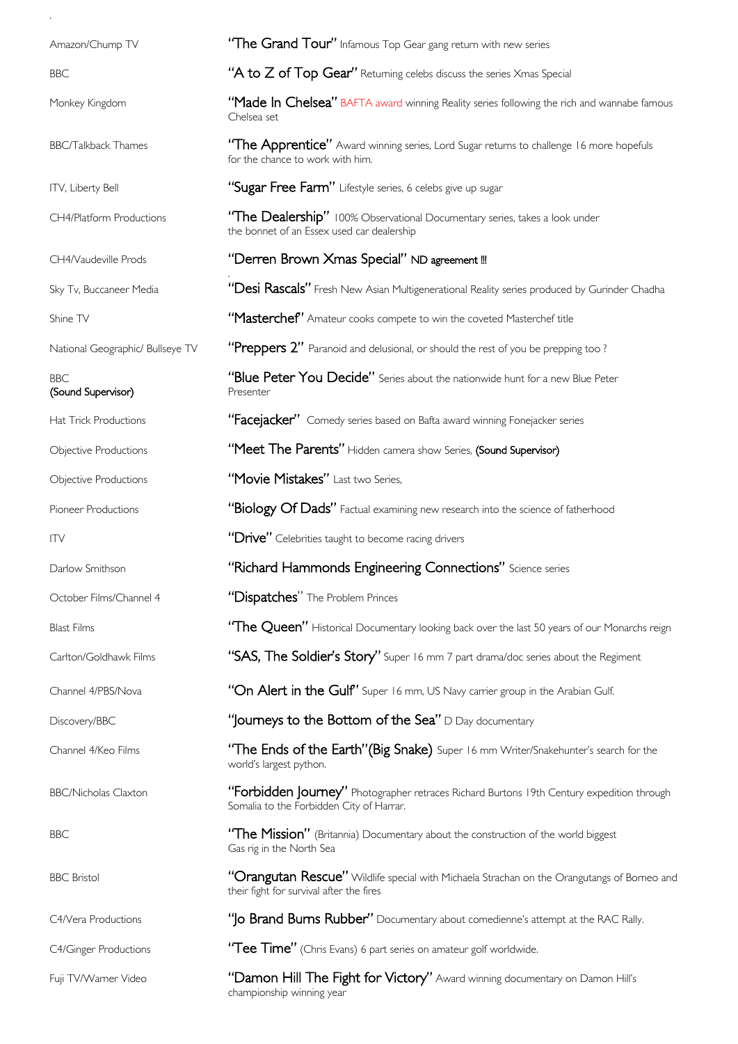| | |
|---|---|
| Amazon/Chump TV | **"The Grand Tour"** Infamous Top Gear gang return with new series |
| BBC | **"A to Z of Top Gear"** Returning celebs discuss the series Xmas Special |
| Monkey Kingdom | **"Made In Chelsea"** BAFTA award winning Reality series following the rich and wannabe famous Chelsea set |
| BBC/Talkback Thames | **"The Apprentice"** Award winning series, Lord Sugar returns to challenge 16 more hopefuls for the chance to work with him. |
| ITV, Liberty Bell | **"Sugar Free Farm"** Lifestyle series, 6 celebs give up sugar |
| CH4/Platform Productions | **"The Dealership"** 100% Observational Documentary series, takes a look under the bonnet of an Essex used car dealership |
| CH4/Vaudeville Prods | **"Derren Brown Xmas Special"** ND agreement !!! |
| Sky Tv, Buccaneer Media | **"Desi Rascals"** Fresh New Asian Multigenerational Reality series produced by Gurinder Chadha |
| Shine TV | **"Masterchef"** Amateur cooks compete to win the coveted Masterchef title |
| National Geographic/ Bullseye TV | **"Preppers 2"** Paranoid and delusional, or should the rest of you be prepping too ? |
| BBC (Sound Supervisor) | **"Blue Peter You Decide"** Series about the nationwide hunt for a new Blue Peter Presenter |
| Hat Trick Productions | **"Facejacker"** Comedy series based on Bafta award winning Fonejacker series |
| Objective Productions | **"Meet The Parents"** Hidden camera show Series, (Sound Supervisor) |
| Objective Productions | **"Movie Mistakes"** Last two Series, |
| Pioneer Productions | **"Biology Of Dads"** Factual examining new research into the science of fatherhood |
| ITV | **"Drive"** Celebrities taught to become racing drivers |
| Darlow Smithson | **"Richard Hammonds Engineering Connections"** Science series |
| October Films/Channel 4 | **"Dispatches"** The Problem Princes |
| Blast Films | **"The Queen"** Historical Documentary looking back over the last 50 years of our Monarchs reign |
| Carlton/Goldhawk Films | **"SAS, The Soldier's Story"** Super 16 mm 7 part drama/doc series about the Regiment |
| Channel 4/PBS/Nova | **"On Alert in the Gulf"** Super 16 mm, US Navy carrier group in the Arabian Gulf. |
| Discovery/BBC | **"Journeys to the Bottom of the Sea"** D Day documentary |
| Channel 4/Keo Films | **"The Ends of the Earth"(Big Snake)** Super 16 mm Writer/Snakehunter's search for the world's largest python. |
| BBC/Nicholas Claxton | **"Forbidden Journey"** Photographer retraces Richard Burtons 19th Century expedition through Somalia to the Forbidden City of Harrar. |
| BBC | **"The Mission"** (Britannia) Documentary about the construction of the world biggest Gas rig in the North Sea |
| BBC Bristol | **"Orangutan Rescue"** Wildlife special with Michaela Strachan on the Orangutangs of Borneo and their fight for survival after the fires |
| C4/Vera Productions | **"Jo Brand Burns Rubber"** Documentary about comedienne's attempt at the RAC Rally. |
| C4/Ginger Productions | **"Tee Time"** (Chris Evans) 6 part series on amateur golf worldwide. |
| Fuji TV/Warner Video | **"Damon Hill The Fight for Victory"** Award winning documentary on Damon Hill's championship winning year |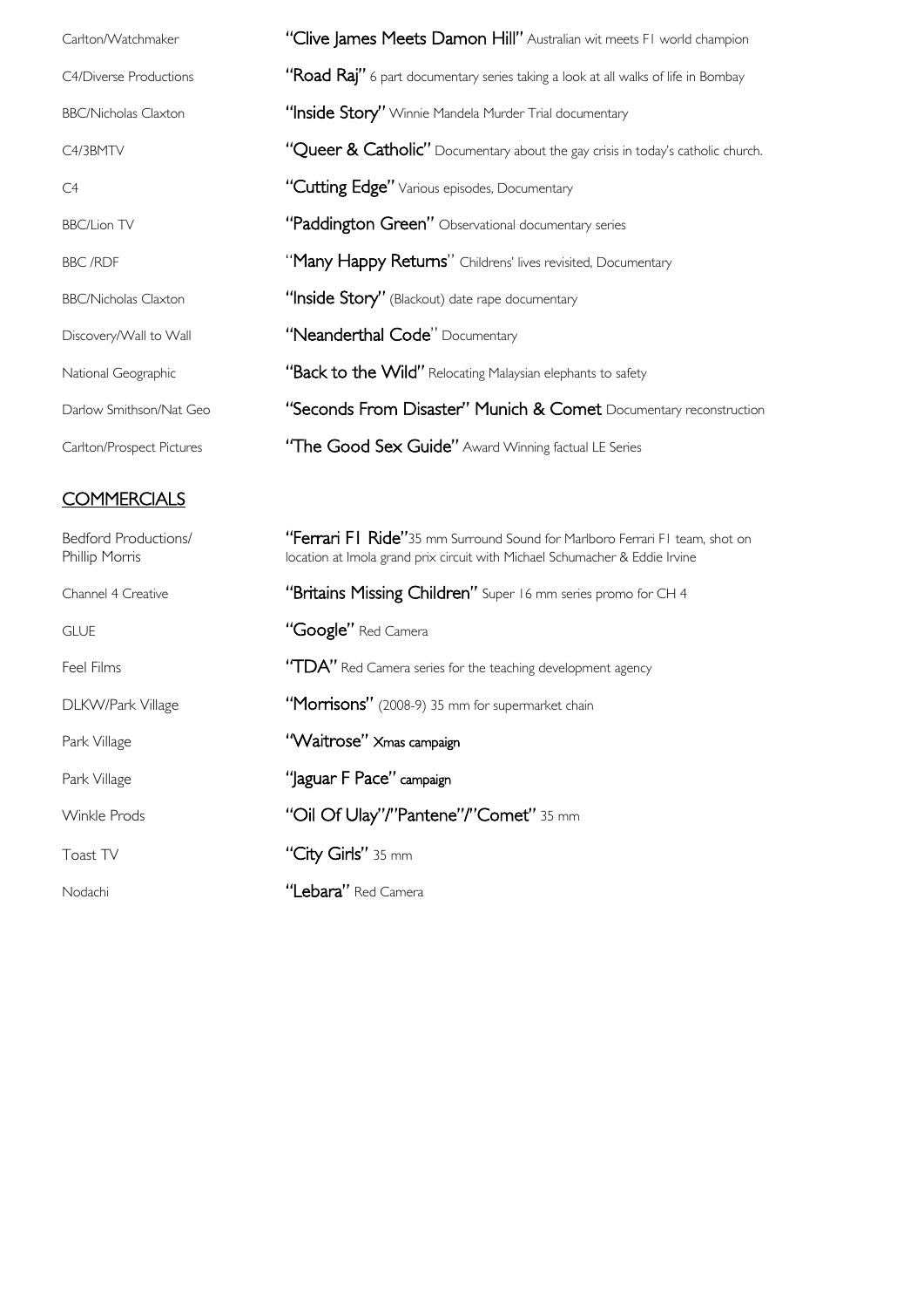| | |
|---|---|
| Carlton/Watchmaker | **"Clive James Meets Damon Hill"** Australian wit meets F1 world champion |
| C4/Diverse Productions | **"Road Raj"** 6 part documentary series taking a look at all walks of life in Bombay |
| BBC/Nicholas Claxton | **"Inside Story"** Winnie Mandela Murder Trial documentary |
| C4/3BMTV | **"Queer & Catholic"** Documentary about the gay crisis in today's catholic church. |
| C4 | **"Cutting Edge"** Various episodes, Documentary |
| BBC/Lion TV | **"Paddington Green"** Observational documentary series |
| BBC /RDF | "**Many Happy Returns**" Childrens' lives revisited, Documentary |
| BBC/Nicholas Claxton | **"Inside Story"** (Blackout) date rape documentary |
| Discovery/Wall to Wall | **"Neanderthal Code**" Documentary |
| National Geographic | **"Back to the Wild"** Relocating Malaysian elephants to safety |
| Darlow Smithson/Nat Geo | **"Seconds From Disaster" Munich & Comet** Documentary reconstruction |
| Carlton/Prospect Pictures | **"The Good Sex Guide"** Award Winning factual LE Series |

## COMMERCIALS

| | |
|---|---|
| Bedford Productions/ Phillip Morris | **"Ferrari F1 Ride"**35 mm Surround Sound for Marlboro Ferrari F1 team, shot on location at Imola grand prix circuit with Michael Schumacher & Eddie Irvine |
| Channel 4 Creative | **"Britains Missing Children"** Super 16 mm series promo for CH 4 |
| GLUE | **"Google"** Red Camera |
| Feel Films | **"TDA"** Red Camera series for the teaching development agency |
| DLKW/Park Village | **"Morrisons"** (2008-9) 35 mm for supermarket chain |
| Park Village | **"Waitrose" Xmas campaign** |
| Park Village | **"Jaguar F Pace" campaign** |
| Winkle Prods | **"Oil Of Ulay"/"Pantene"/"Comet"** 35 mm |
| Toast TV | **"City Girls"** 35 mm |
| Nodachi | **"Lebara"** Red Camera |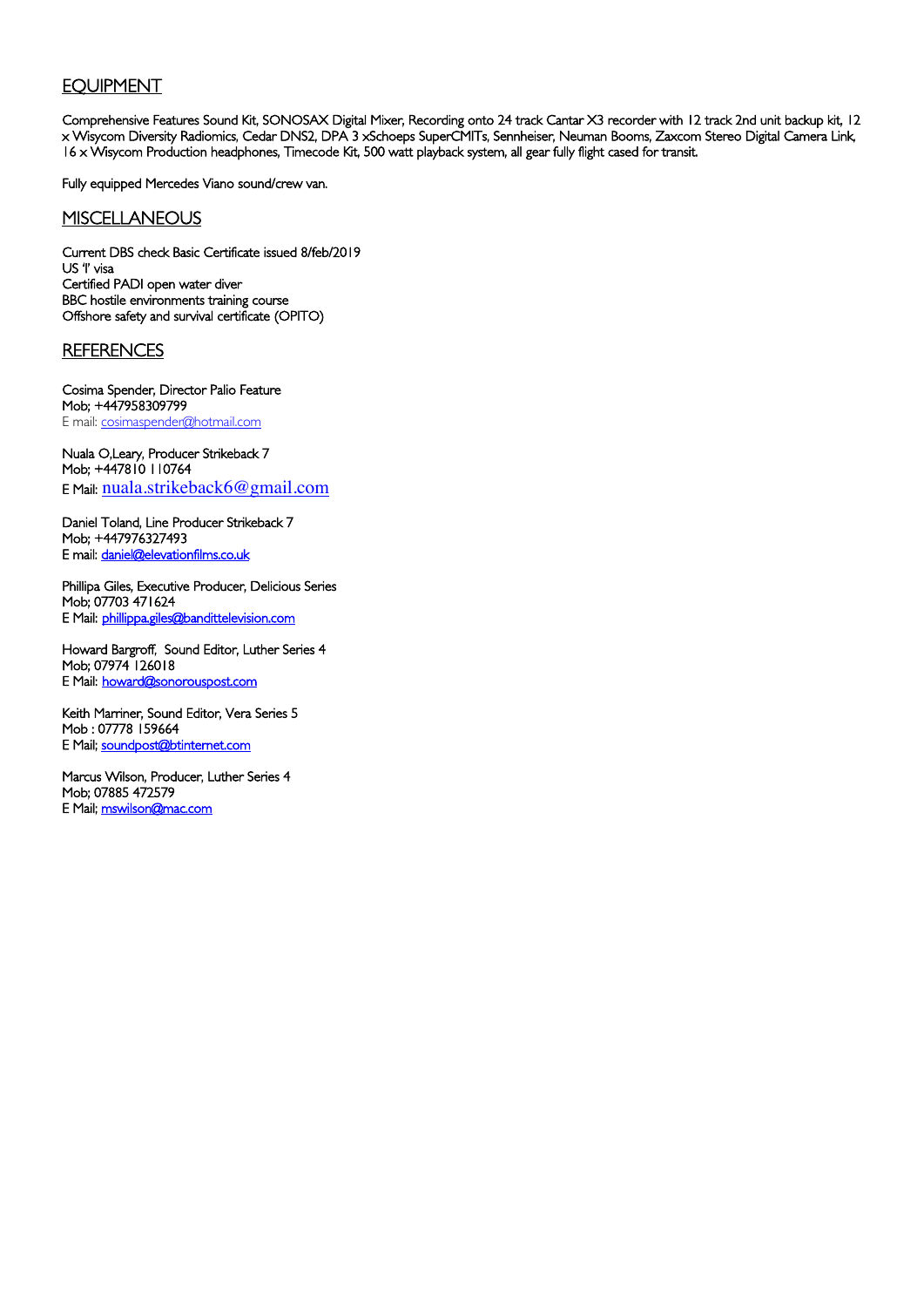## EQUIPMENT

Comprehensive Features Sound Kit, SONOSAX Digital Mixer, Recording onto 24 track Cantar X3 recorder with 12 track 2nd unit backup kit, 12 x Wisycom Diversity Radiomics, Cedar DNS2, DPA 3 xSchoeps SuperCMITs, Sennheiser, Neuman Booms, Zaxcom Stereo Digital Camera Link, 16 x Wisycom Production headphones, Timecode Kit, 500 watt playback system, all gear fully flight cased for transit.

Fully equipped Mercedes Viano sound/crew van.

## MISCELLANEOUS

Current DBS check Basic Certificate issued 8/feb/2019
US 'I' visa
Certified PADI open water diver
BBC hostile environments training course
Offshore safety and survival certificate (OPITO)

## REFERENCES

Cosima Spender, Director Palio Feature
Mob; +447958309799
E mail: cosimaspender@hotmail.com

Nuala O,Leary, Producer Strikeback 7
Mob; +447810 110764
E Mail: nuala.strikeback6@gmail.com

Daniel Toland, Line Producer Strikeback 7
Mob; +447976327493
E mail: daniel@elevationfilms.co.uk

Phillipa Giles, Executive Producer, Delicious Series
Mob; 07703 471624
E Mail: phillippa.giles@bandittelevision.com

Howard Bargroff, Sound Editor, Luther Series 4
Mob; 07974 126018
E Mail: howard@sonorouspost.com

Keith Marriner, Sound Editor, Vera Series 5
Mob : 07778 159664
E Mail; soundpost@btinternet.com

Marcus Wilson, Producer, Luther Series 4
Mob; 07885 472579
E Mail; mswilson@mac.com